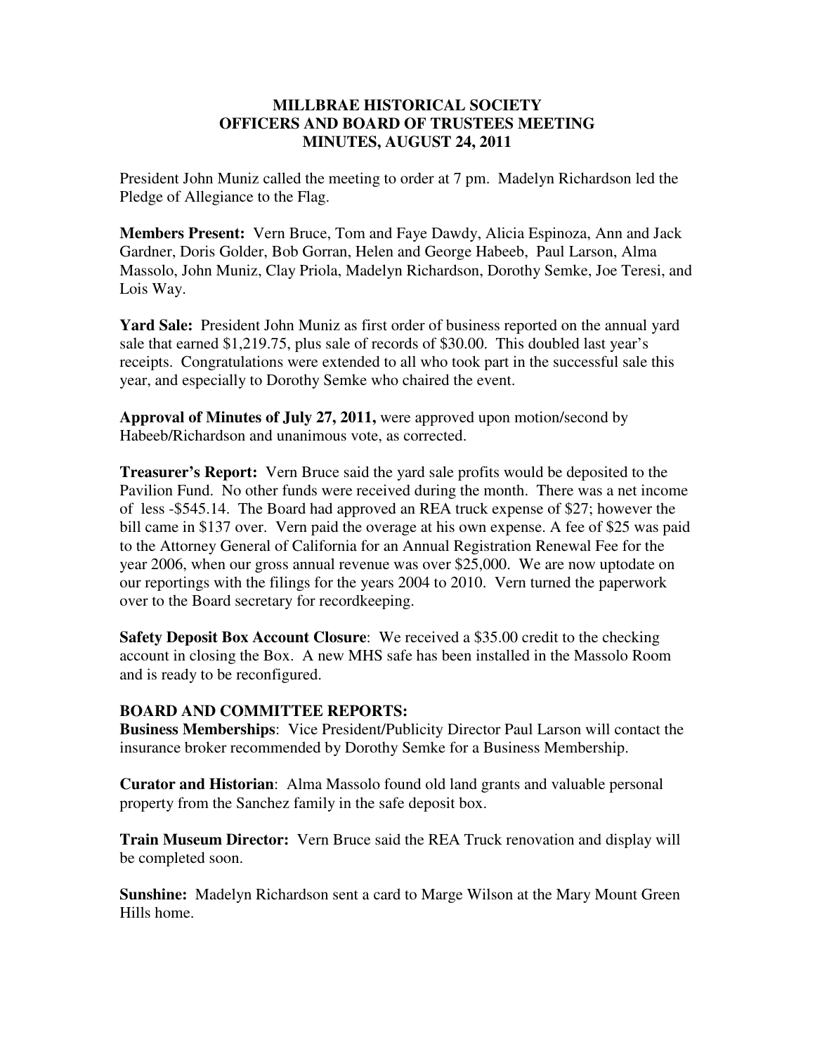# MILLBRAE HISTORICAL SOCIETY
## OFFICERS AND BOARD OF TRUSTEES MEETING
## MINUTES, AUGUST 24, 2011

President John Muniz called the meeting to order at 7 pm. Madelyn Richardson led the Pledge of Allegiance to the Flag.

**Members Present:** Vern Bruce, Tom and Faye Dawdy, Alicia Espinoza, Ann and Jack Gardner, Doris Golder, Bob Gorran, Helen and George Habeeb, Paul Larson, Alma Massolo, John Muniz, Clay Priola, Madelyn Richardson, Dorothy Semke, Joe Teresi, and Lois Way.

**Yard Sale:** President John Muniz as first order of business reported on the annual yard sale that earned $1,219.75, plus sale of records of $30.00. This doubled last year's receipts. Congratulations were extended to all who took part in the successful sale this year, and especially to Dorothy Semke who chaired the event.

**Approval of Minutes of July 27, 2011,** were approved upon motion/second by Habeeb/Richardson and unanimous vote, as corrected.

**Treasurer's Report:** Vern Bruce said the yard sale profits would be deposited to the Pavilion Fund. No other funds were received during the month. There was a net income of less -$545.14. The Board had approved an REA truck expense of $27; however the bill came in $137 over. Vern paid the overage at his own expense. A fee of $25 was paid to the Attorney General of California for an Annual Registration Renewal Fee for the year 2006, when our gross annual revenue was over $25,000. We are now uptodate on our reportings with the filings for the years 2004 to 2010. Vern turned the paperwork over to the Board secretary for recordkeeping.

**Safety Deposit Box Account Closure**: We received a $35.00 credit to the checking account in closing the Box. A new MHS safe has been installed in the Massolo Room and is ready to be reconfigured.

**BOARD AND COMMITTEE REPORTS:**

**Business Memberships**: Vice President/Publicity Director Paul Larson will contact the insurance broker recommended by Dorothy Semke for a Business Membership.

**Curator and Historian**: Alma Massolo found old land grants and valuable personal property from the Sanchez family in the safe deposit box.

**Train Museum Director:** Vern Bruce said the REA Truck renovation and display will be completed soon.

**Sunshine:** Madelyn Richardson sent a card to Marge Wilson at the Mary Mount Green Hills home.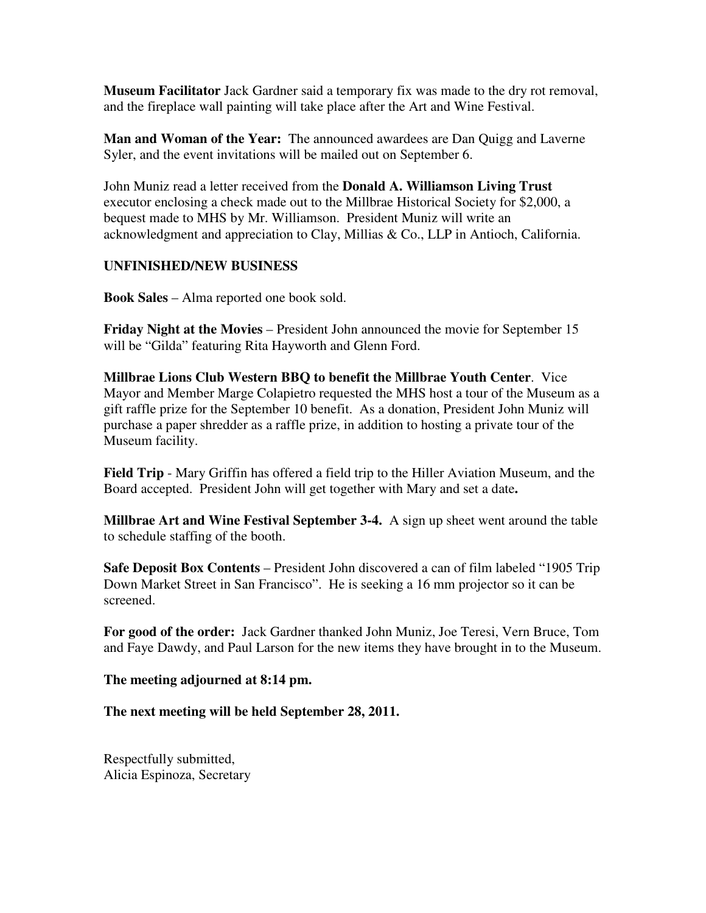**Museum Facilitator** Jack Gardner said a temporary fix was made to the dry rot removal, and the fireplace wall painting will take place after the Art and Wine Festival.

**Man and Woman of the Year:** The announced awardees are Dan Quigg and Laverne Syler, and the event invitations will be mailed out on September 6.

John Muniz read a letter received from the **Donald A. Williamson Living Trust** executor enclosing a check made out to the Millbrae Historical Society for $2,000, a bequest made to MHS by Mr. Williamson. President Muniz will write an acknowledgment and appreciation to Clay, Millias & Co., LLP in Antioch, California.

**UNFINISHED/NEW BUSINESS**

**Book Sales** – Alma reported one book sold.

**Friday Night at the Movies** – President John announced the movie for September 15 will be "Gilda" featuring Rita Hayworth and Glenn Ford.

**Millbrae Lions Club Western BBQ to benefit the Millbrae Youth Center**. Vice Mayor and Member Marge Colapietro requested the MHS host a tour of the Museum as a gift raffle prize for the September 10 benefit. As a donation, President John Muniz will purchase a paper shredder as a raffle prize, in addition to hosting a private tour of the Museum facility.

**Field Trip** - Mary Griffin has offered a field trip to the Hiller Aviation Museum, and the Board accepted. President John will get together with Mary and set a date**.**

**Millbrae Art and Wine Festival September 3-4.** A sign up sheet went around the table to schedule staffing of the booth.

**Safe Deposit Box Contents** – President John discovered a can of film labeled "1905 Trip Down Market Street in San Francisco". He is seeking a 16 mm projector so it can be screened.

**For good of the order:** Jack Gardner thanked John Muniz, Joe Teresi, Vern Bruce, Tom and Faye Dawdy, and Paul Larson for the new items they have brought in to the Museum.

**The meeting adjourned at 8:14 pm.**

**The next meeting will be held September 28, 2011.**

Respectfully submitted,
Alicia Espinoza, Secretary